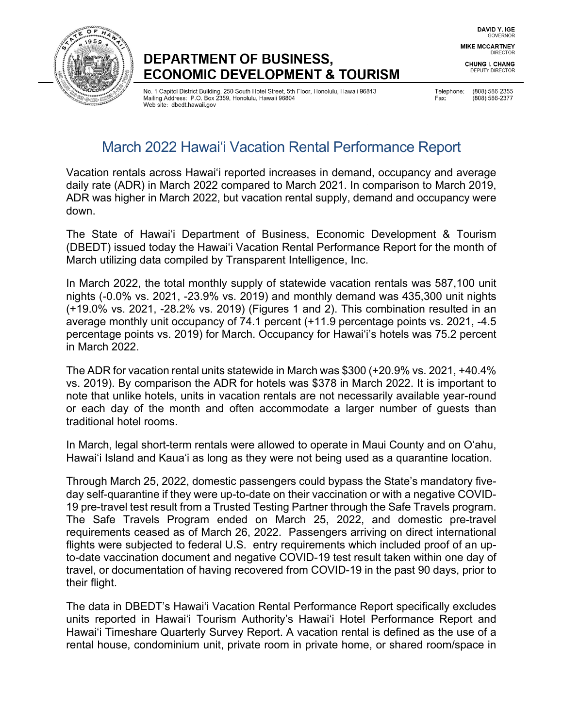DAVID Y. IGE
GOVERNOR

MIKE MCCARTNEY
DIRECTOR

CHUNG I. CHANG
DEPUTY DIRECTOR

# DEPARTMENT OF BUSINESS, ECONOMIC DEVELOPMENT & TOURISM

No. 1 Capitol District Building, 250 South Hotel Street, 5th Floor, Honolulu, Hawaii 96813
Mailing Address: P.O. Box 2359, Honolulu, Hawaii 96804
Web site: dbedt.hawaii.gov

Telephone: (808) 586-2355
Fax: (808) 586-2377

## March 2022 Hawaiʻi Vacation Rental Performance Report

Vacation rentals across Hawaiʻi reported increases in demand, occupancy and average daily rate (ADR) in March 2022 compared to March 2021. In comparison to March 2019, ADR was higher in March 2022, but vacation rental supply, demand and occupancy were down.

The State of Hawaiʻi Department of Business, Economic Development & Tourism (DBEDT) issued today the Hawaiʻi Vacation Rental Performance Report for the month of March utilizing data compiled by Transparent Intelligence, Inc.

In March 2022, the total monthly supply of statewide vacation rentals was 587,100 unit nights (-0.0% vs. 2021, -23.9% vs. 2019) and monthly demand was 435,300 unit nights (+19.0% vs. 2021, -28.2% vs. 2019) (Figures 1 and 2). This combination resulted in an average monthly unit occupancy of 74.1 percent (+11.9 percentage points vs. 2021, -4.5 percentage points vs. 2019) for March. Occupancy for Hawaiʻi's hotels was 75.2 percent in March 2022.

The ADR for vacation rental units statewide in March was $300 (+20.9% vs. 2021, +40.4% vs. 2019). By comparison the ADR for hotels was $378 in March 2022. It is important to note that unlike hotels, units in vacation rentals are not necessarily available year-round or each day of the month and often accommodate a larger number of guests than traditional hotel rooms.

In March, legal short-term rentals were allowed to operate in Maui County and on Oʻahu, Hawaiʻi Island and Kauaʻi as long as they were not being used as a quarantine location.

Through March 25, 2022, domestic passengers could bypass the State's mandatory five-day self-quarantine if they were up-to-date on their vaccination or with a negative COVID-19 pre-travel test result from a Trusted Testing Partner through the Safe Travels program. The Safe Travels Program ended on March 25, 2022, and domestic pre-travel requirements ceased as of March 26, 2022. Passengers arriving on direct international flights were subjected to federal U.S. entry requirements which included proof of an up-to-date vaccination document and negative COVID-19 test result taken within one day of travel, or documentation of having recovered from COVID-19 in the past 90 days, prior to their flight.

The data in DBEDT's Hawaiʻi Vacation Rental Performance Report specifically excludes units reported in Hawaiʻi Tourism Authority's Hawaiʻi Hotel Performance Report and Hawaiʻi Timeshare Quarterly Survey Report. A vacation rental is defined as the use of a rental house, condominium unit, private room in private home, or shared room/space in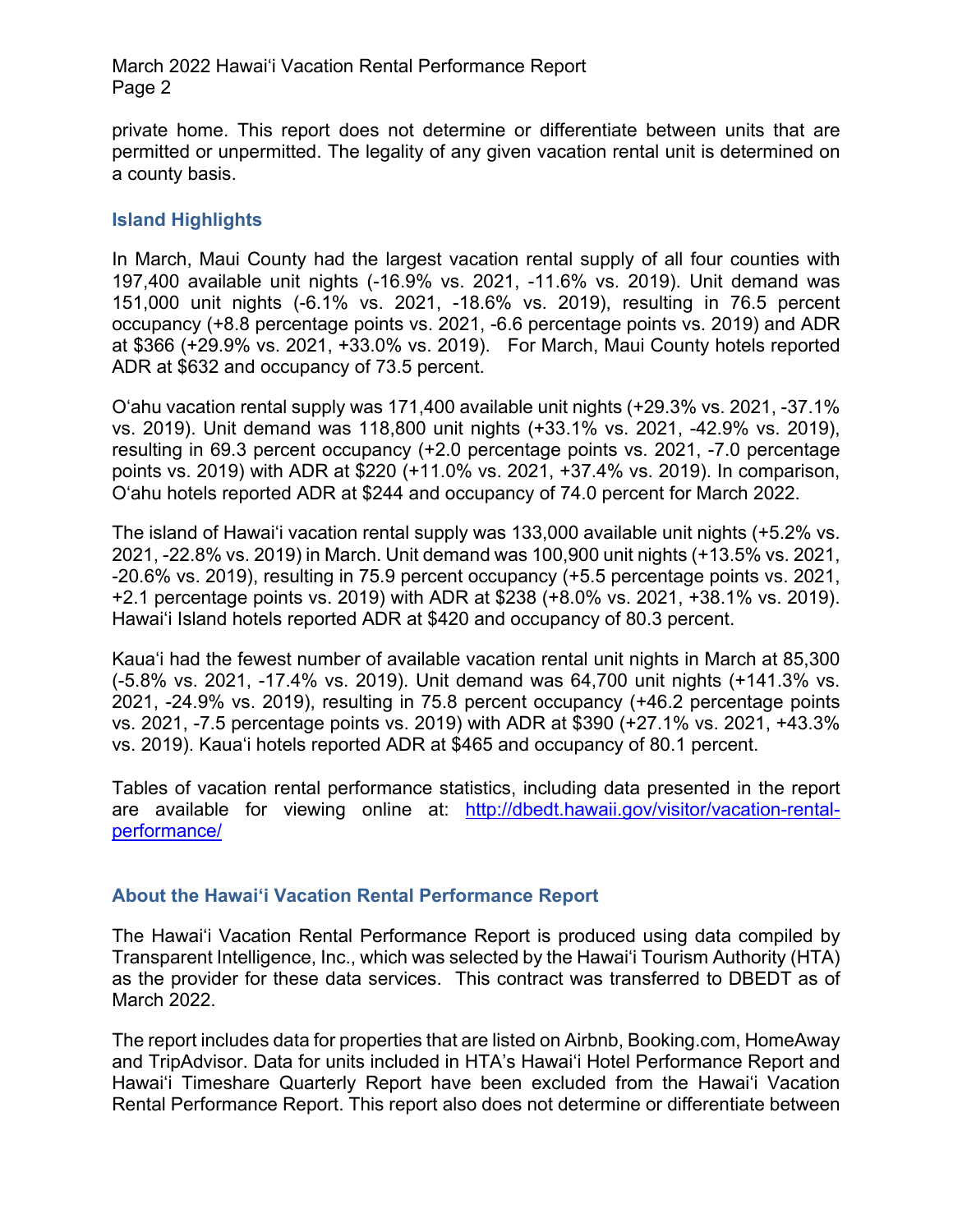private home. This report does not determine or differentiate between units that are permitted or unpermitted. The legality of any given vacation rental unit is determined on a county basis.

## Island Highlights

In March, Maui County had the largest vacation rental supply of all four counties with 197,400 available unit nights (-16.9% vs. 2021, -11.6% vs. 2019). Unit demand was 151,000 unit nights (-6.1% vs. 2021, -18.6% vs. 2019), resulting in 76.5 percent occupancy (+8.8 percentage points vs. 2021, -6.6 percentage points vs. 2019) and ADR at $366 (+29.9% vs. 2021, +33.0% vs. 2019). For March, Maui County hotels reported ADR at $632 and occupancy of 73.5 percent.

O'ahu vacation rental supply was 171,400 available unit nights (+29.3% vs. 2021, -37.1% vs. 2019). Unit demand was 118,800 unit nights (+33.1% vs. 2021, -42.9% vs. 2019), resulting in 69.3 percent occupancy (+2.0 percentage points vs. 2021, -7.0 percentage points vs. 2019) with ADR at $220 (+11.0% vs. 2021, +37.4% vs. 2019). In comparison, O'ahu hotels reported ADR at $244 and occupancy of 74.0 percent for March 2022.

The island of Hawai'i vacation rental supply was 133,000 available unit nights (+5.2% vs. 2021, -22.8% vs. 2019) in March. Unit demand was 100,900 unit nights (+13.5% vs. 2021, -20.6% vs. 2019), resulting in 75.9 percent occupancy (+5.5 percentage points vs. 2021, +2.1 percentage points vs. 2019) with ADR at $238 (+8.0% vs. 2021, +38.1% vs. 2019). Hawai'i Island hotels reported ADR at $420 and occupancy of 80.3 percent.

Kaua'i had the fewest number of available vacation rental unit nights in March at 85,300 (-5.8% vs. 2021, -17.4% vs. 2019). Unit demand was 64,700 unit nights (+141.3% vs. 2021, -24.9% vs. 2019), resulting in 75.8 percent occupancy (+46.2 percentage points vs. 2021, -7.5 percentage points vs. 2019) with ADR at $390 (+27.1% vs. 2021, +43.3% vs. 2019). Kaua'i hotels reported ADR at $465 and occupancy of 80.1 percent.

Tables of vacation rental performance statistics, including data presented in the report are available for viewing online at: [http://dbedt.hawaii.gov/visitor/vacation-rental-performance/](http://dbedt.hawaii.gov/visitor/vacation-rental-performance/)

## About the Hawai'i Vacation Rental Performance Report

The Hawai'i Vacation Rental Performance Report is produced using data compiled by Transparent Intelligence, Inc., which was selected by the Hawai'i Tourism Authority (HTA) as the provider for these data services. This contract was transferred to DBEDT as of March 2022.

The report includes data for properties that are listed on Airbnb, Booking.com, HomeAway and TripAdvisor. Data for units included in HTA's Hawai'i Hotel Performance Report and Hawai'i Timeshare Quarterly Report have been excluded from the Hawai'i Vacation Rental Performance Report. This report also does not determine or differentiate between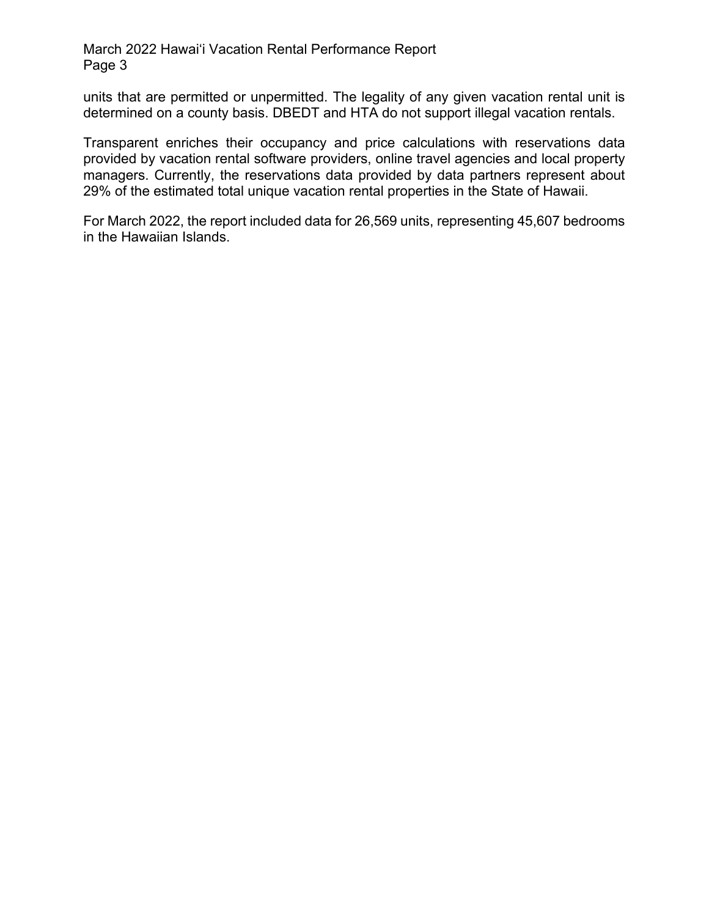units that are permitted or unpermitted. The legality of any given vacation rental unit is determined on a county basis. DBEDT and HTA do not support illegal vacation rentals.

Transparent enriches their occupancy and price calculations with reservations data provided by vacation rental software providers, online travel agencies and local property managers. Currently, the reservations data provided by data partners represent about 29% of the estimated total unique vacation rental properties in the State of Hawaii.

For March 2022, the report included data for 26,569 units, representing 45,607 bedrooms in the Hawaiian Islands.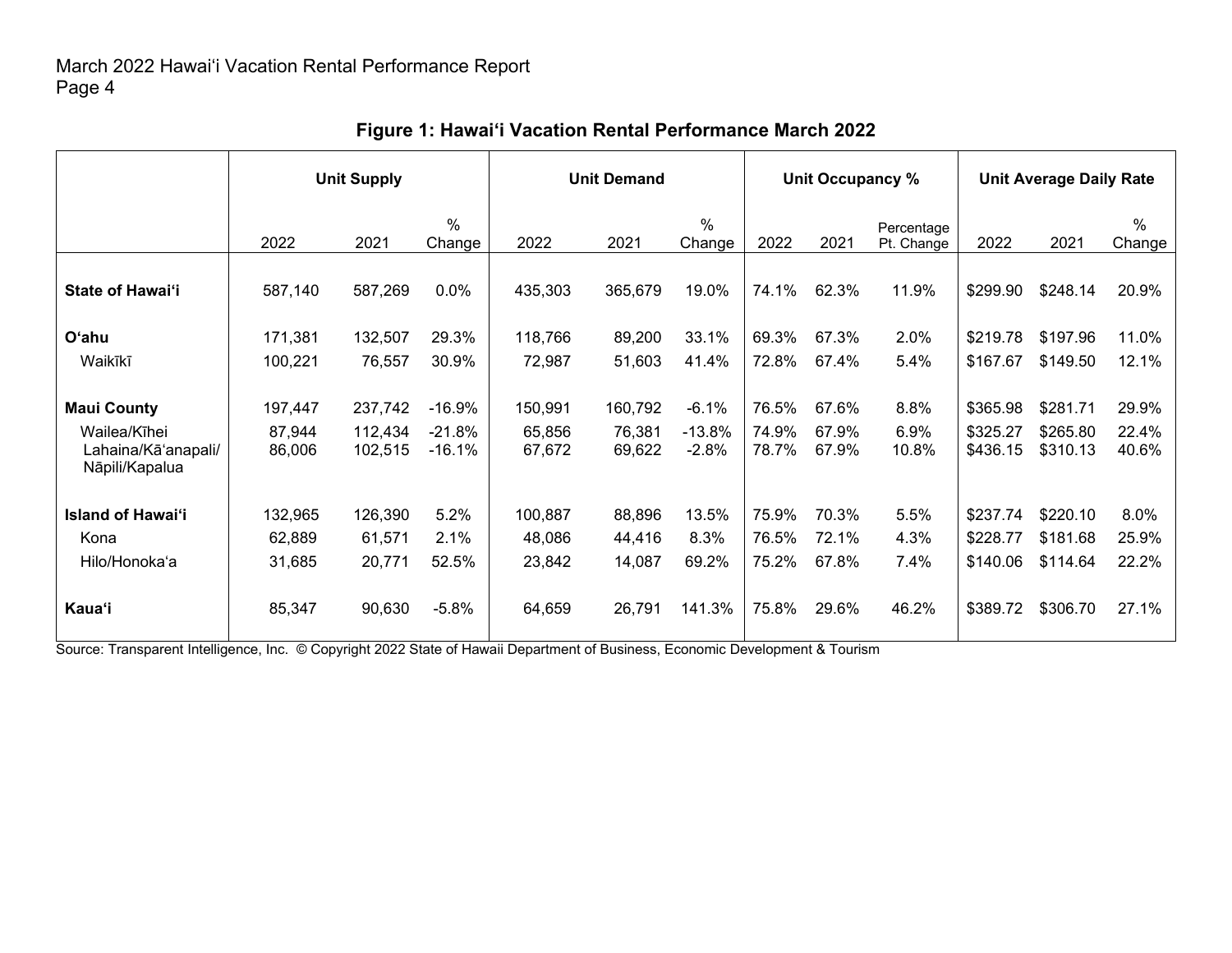**Figure 1: Hawai'i Vacation Rental Performance March 2022**

| | Unit Supply | | | Unit Demand | | | Unit Occupancy % | | | Unit Average Daily Rate | | |
|---|---|---|---|---|---|---|---|---|---|---|---|---|
| | 2022 | 2021 | % Change | 2022 | 2021 | % Change | 2022 | 2021 | Percentage Pt. Change | 2022 | 2021 | % Change |
| **State of Hawai'i** | 587,140 | 587,269 | 0.0% | 435,303 | 365,679 | 19.0% | 74.1% | 62.3% | 11.9% | $299.90 | $248.14 | 20.9% |
| **O'ahu** | 171,381 | 132,507 | 29.3% | 118,766 | 89,200 | 33.1% | 69.3% | 67.3% | 2.0% | $219.78 | $197.96 | 11.0% |
| Waikīkī | 100,221 | 76,557 | 30.9% | 72,987 | 51,603 | 41.4% | 72.8% | 67.4% | 5.4% | $167.67 | $149.50 | 12.1% |
| **Maui County** | 197,447 | 237,742 | -16.9% | 150,991 | 160,792 | -6.1% | 76.5% | 67.6% | 8.8% | $365.98 | $281.71 | 29.9% |
| Wailea/Kīhei | 87,944 | 112,434 | -21.8% | 65,856 | 76,381 | -13.8% | 74.9% | 67.9% | 6.9% | $325.27 | $265.80 | 22.4% |
| Lahaina/Kā'anapali/ Nāpili/Kapalua | 86,006 | 102,515 | -16.1% | 67,672 | 69,622 | -2.8% | 78.7% | 67.9% | 10.8% | $436.15 | $310.13 | 40.6% |
| **Island of Hawai'i** | 132,965 | 126,390 | 5.2% | 100,887 | 88,896 | 13.5% | 75.9% | 70.3% | 5.5% | $237.74 | $220.10 | 8.0% |
| Kona | 62,889 | 61,571 | 2.1% | 48,086 | 44,416 | 8.3% | 76.5% | 72.1% | 4.3% | $228.77 | $181.68 | 25.9% |
| Hilo/Honoka'a | 31,685 | 20,771 | 52.5% | 23,842 | 14,087 | 69.2% | 75.2% | 67.8% | 7.4% | $140.06 | $114.64 | 22.2% |
| **Kaua'i** | 85,347 | 90,630 | -5.8% | 64,659 | 26,791 | 141.3% | 75.8% | 29.6% | 46.2% | $389.72 | $306.70 | 27.1% |

Source: Transparent Intelligence, Inc. © Copyright 2022 State of Hawaii Department of Business, Economic Development & Tourism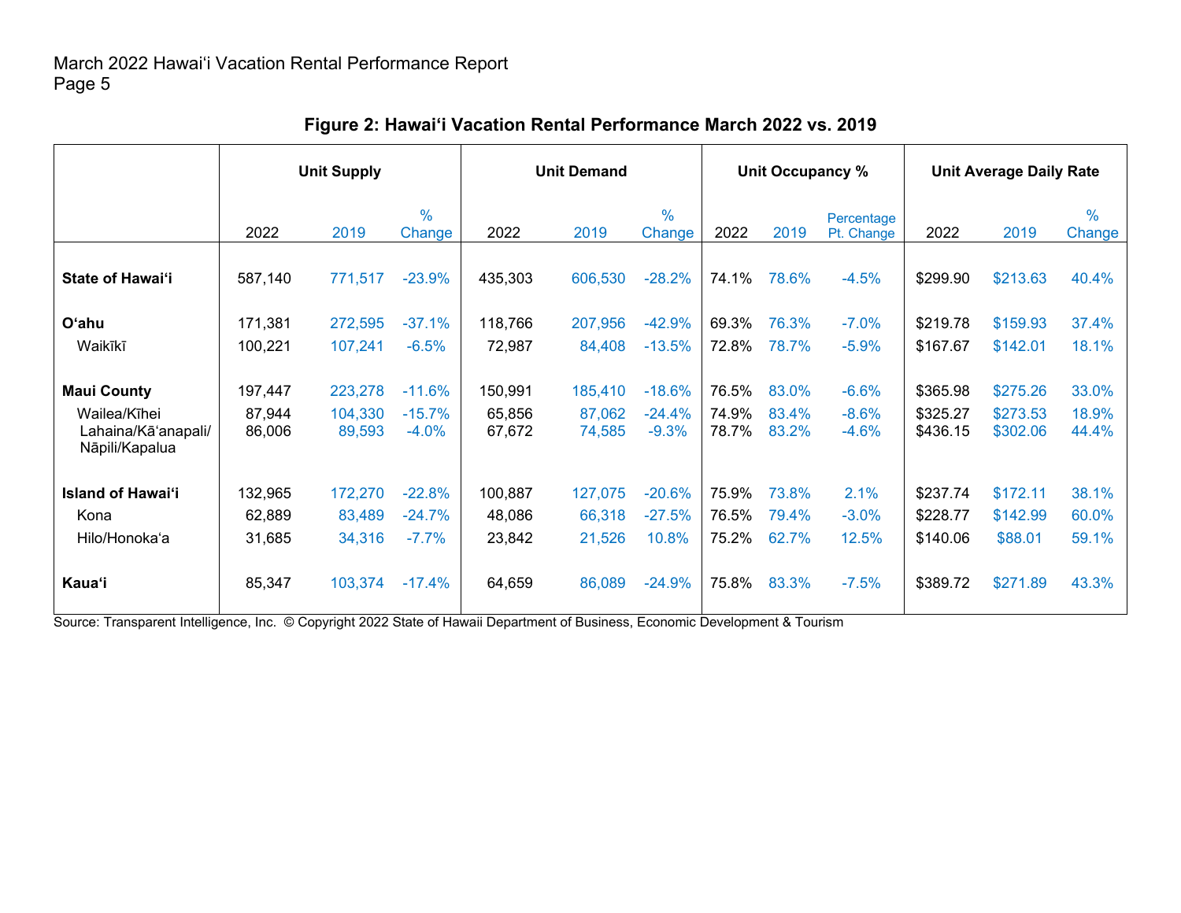## Figure 2: Hawaiʻi Vacation Rental Performance March 2022 vs. 2019

| | Unit Supply | | | Unit Demand | | | Unit Occupancy % | | | Unit Average Daily Rate | | |
|---|---|---|---|---|---|---|---|---|---|---|---|---|
| | 2022 | 2019 | % Change | 2022 | 2019 | % Change | 2022 | 2019 | Percentage Pt. Change | 2022 | 2019 | % Change |
| **State of Hawaiʻi** | 587,140 | 771,517 | -23.9% | 435,303 | 606,530 | -28.2% | 74.1% | 78.6% | -4.5% | $299.90 | $213.63 | 40.4% |
| **Oʻahu** | 171,381 | 272,595 | -37.1% | 118,766 | 207,956 | -42.9% | 69.3% | 76.3% | -7.0% | $219.78 | $159.93 | 37.4% |
| Waikīkī | 100,221 | 107,241 | -6.5% | 72,987 | 84,408 | -13.5% | 72.8% | 78.7% | -5.9% | $167.67 | $142.01 | 18.1% |
| **Maui County** | 197,447 | 223,278 | -11.6% | 150,991 | 185,410 | -18.6% | 76.5% | 83.0% | -6.6% | $365.98 | $275.26 | 33.0% |
| Wailea/Kīhei | 87,944 | 104,330 | -15.7% | 65,856 | 87,062 | -24.4% | 74.9% | 83.4% | -8.6% | $325.27 | $273.53 | 18.9% |
| Lahaina/Kāʻanapali/ Nāpili/Kapalua | 86,006 | 89,593 | -4.0% | 67,672 | 74,585 | -9.3% | 78.7% | 83.2% | -4.6% | $436.15 | $302.06 | 44.4% |
| **Island of Hawaiʻi** | 132,965 | 172,270 | -22.8% | 100,887 | 127,075 | -20.6% | 75.9% | 73.8% | 2.1% | $237.74 | $172.11 | 38.1% |
| Kona | 62,889 | 83,489 | -24.7% | 48,086 | 66,318 | -27.5% | 76.5% | 79.4% | -3.0% | $228.77 | $142.99 | 60.0% |
| Hilo/Honokaʻa | 31,685 | 34,316 | -7.7% | 23,842 | 21,526 | 10.8% | 75.2% | 62.7% | 12.5% | $140.06 | $88.01 | 59.1% |
| **Kauaʻi** | 85,347 | 103,374 | -17.4% | 64,659 | 86,089 | -24.9% | 75.8% | 83.3% | -7.5% | $389.72 | $271.89 | 43.3% |

Source: Transparent Intelligence, Inc. © Copyright 2022 State of Hawaii Department of Business, Economic Development & Tourism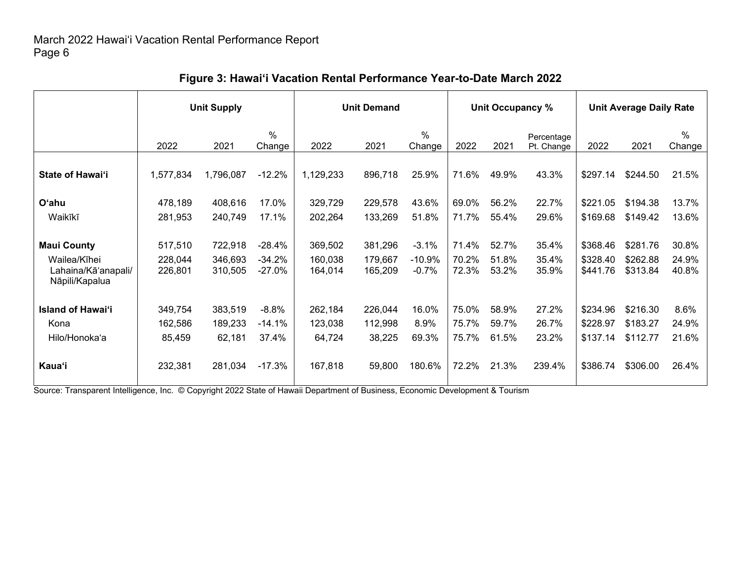## Figure 3: Hawai'i Vacation Rental Performance Year-to-Date March 2022

| | Unit Supply | | | Unit Demand | | | Unit Occupancy % | | | Unit Average Daily Rate | | |
|---|---|---|---|---|---|---|---|---|---|---|---|---|
| | 2022 | 2021 | % Change | 2022 | 2021 | % Change | 2022 | 2021 | Percentage Pt. Change | 2022 | 2021 | % Change |
| **State of Hawai'i** | 1,577,834 | 1,796,087 | -12.2% | 1,129,233 | 896,718 | 25.9% | 71.6% | 49.9% | 43.3% | $297.14 | $244.50 | 21.5% |
| **O'ahu** | 478,189 | 408,616 | 17.0% | 329,729 | 229,578 | 43.6% | 69.0% | 56.2% | 22.7% | $221.05 | $194.38 | 13.7% |
| Waikīkī | 281,953 | 240,749 | 17.1% | 202,264 | 133,269 | 51.8% | 71.7% | 55.4% | 29.6% | $169.68 | $149.42 | 13.6% |
| **Maui County** | 517,510 | 722,918 | -28.4% | 369,502 | 381,296 | -3.1% | 71.4% | 52.7% | 35.4% | $368.46 | $281.76 | 30.8% |
| Wailea/Kīhei | 228,044 | 346,693 | -34.2% | 160,038 | 179,667 | -10.9% | 70.2% | 51.8% | 35.4% | $328.40 | $262.88 | 24.9% |
| Lahaina/Kā'anapali/ Nāpili/Kapalua | 226,801 | 310,505 | -27.0% | 164,014 | 165,209 | -0.7% | 72.3% | 53.2% | 35.9% | $441.76 | $313.84 | 40.8% |
| **Island of Hawai'i** | 349,754 | 383,519 | -8.8% | 262,184 | 226,044 | 16.0% | 75.0% | 58.9% | 27.2% | $234.96 | $216.30 | 8.6% |
| Kona | 162,586 | 189,233 | -14.1% | 123,038 | 112,998 | 8.9% | 75.7% | 59.7% | 26.7% | $228.97 | $183.27 | 24.9% |
| Hilo/Honoka'a | 85,459 | 62,181 | 37.4% | 64,724 | 38,225 | 69.3% | 75.7% | 61.5% | 23.2% | $137.14 | $112.77 | 21.6% |
| **Kaua'i** | 232,381 | 281,034 | -17.3% | 167,818 | 59,800 | 180.6% | 72.2% | 21.3% | 239.4% | $386.74 | $306.00 | 26.4% |

Source: Transparent Intelligence, Inc. © Copyright 2022 State of Hawaii Department of Business, Economic Development & Tourism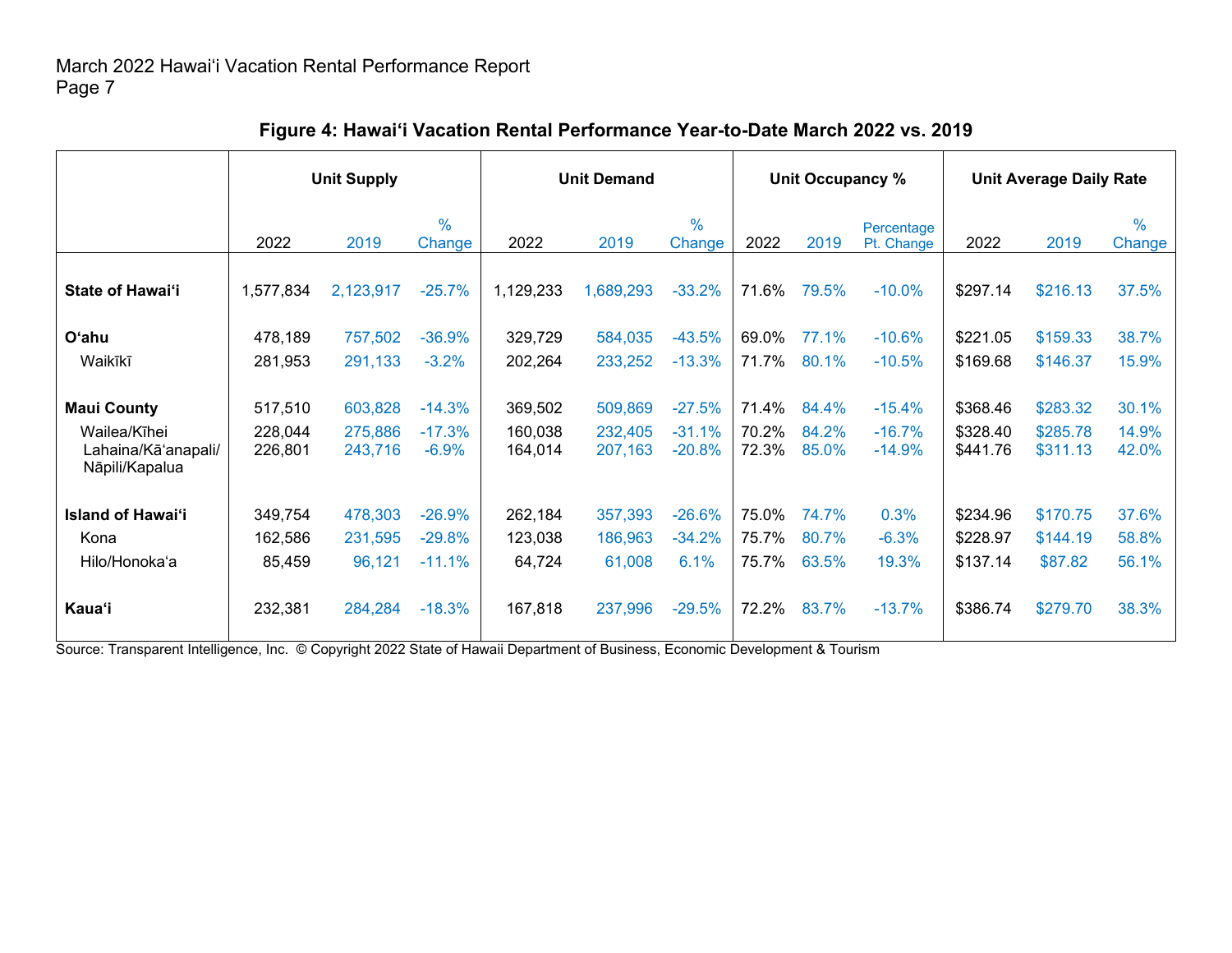March 2022 Hawai‘i Vacation Rental Performance Report
Page 7

**Figure 4: Hawai‘i Vacation Rental Performance Year-to-Date March 2022 vs. 2019**

| | Unit Supply | | | Unit Demand | | | Unit Occupancy % | | | Unit Average Daily Rate | | |
|---|---|---|---|---|---|---|---|---|---|---|---|---|
| | 2022 | 2019 | % Change | 2022 | 2019 | % Change | 2022 | 2019 | Percentage Pt. Change | 2022 | 2019 | % Change |
| **State of Hawai‘i** | 1,577,834 | 2,123,917 | -25.7% | 1,129,233 | 1,689,293 | -33.2% | 71.6% | 79.5% | -10.0% | $297.14 | $216.13 | 37.5% |
| **O‘ahu** | 478,189 | 757,502 | -36.9% | 329,729 | 584,035 | -43.5% | 69.0% | 77.1% | -10.6% | $221.05 | $159.33 | 38.7% |
| Waikīkī | 281,953 | 291,133 | -3.2% | 202,264 | 233,252 | -13.3% | 71.7% | 80.1% | -10.5% | $169.68 | $146.37 | 15.9% |
| **Maui County** | 517,510 | 603,828 | -14.3% | 369,502 | 509,869 | -27.5% | 71.4% | 84.4% | -15.4% | $368.46 | $283.32 | 30.1% |
| Wailea/Kīhei | 228,044 | 275,886 | -17.3% | 160,038 | 232,405 | -31.1% | 70.2% | 84.2% | -16.7% | $328.40 | $285.78 | 14.9% |
| Lahaina/Kā‘anapali/ Nāpili/Kapalua | 226,801 | 243,716 | -6.9% | 164,014 | 207,163 | -20.8% | 72.3% | 85.0% | -14.9% | $441.76 | $311.13 | 42.0% |
| **Island of Hawai‘i** | 349,754 | 478,303 | -26.9% | 262,184 | 357,393 | -26.6% | 75.0% | 74.7% | 0.3% | $234.96 | $170.75 | 37.6% |
| Kona | 162,586 | 231,595 | -29.8% | 123,038 | 186,963 | -34.2% | 75.7% | 80.7% | -6.3% | $228.97 | $144.19 | 58.8% |
| Hilo/Honoka‘a | 85,459 | 96,121 | -11.1% | 64,724 | 61,008 | 6.1% | 75.7% | 63.5% | 19.3% | $137.14 | $87.82 | 56.1% |
| **Kaua‘i** | 232,381 | 284,284 | -18.3% | 167,818 | 237,996 | -29.5% | 72.2% | 83.7% | -13.7% | $386.74 | $279.70 | 38.3% |

Source: Transparent Intelligence, Inc. © Copyright 2022 State of Hawaii Department of Business, Economic Development & Tourism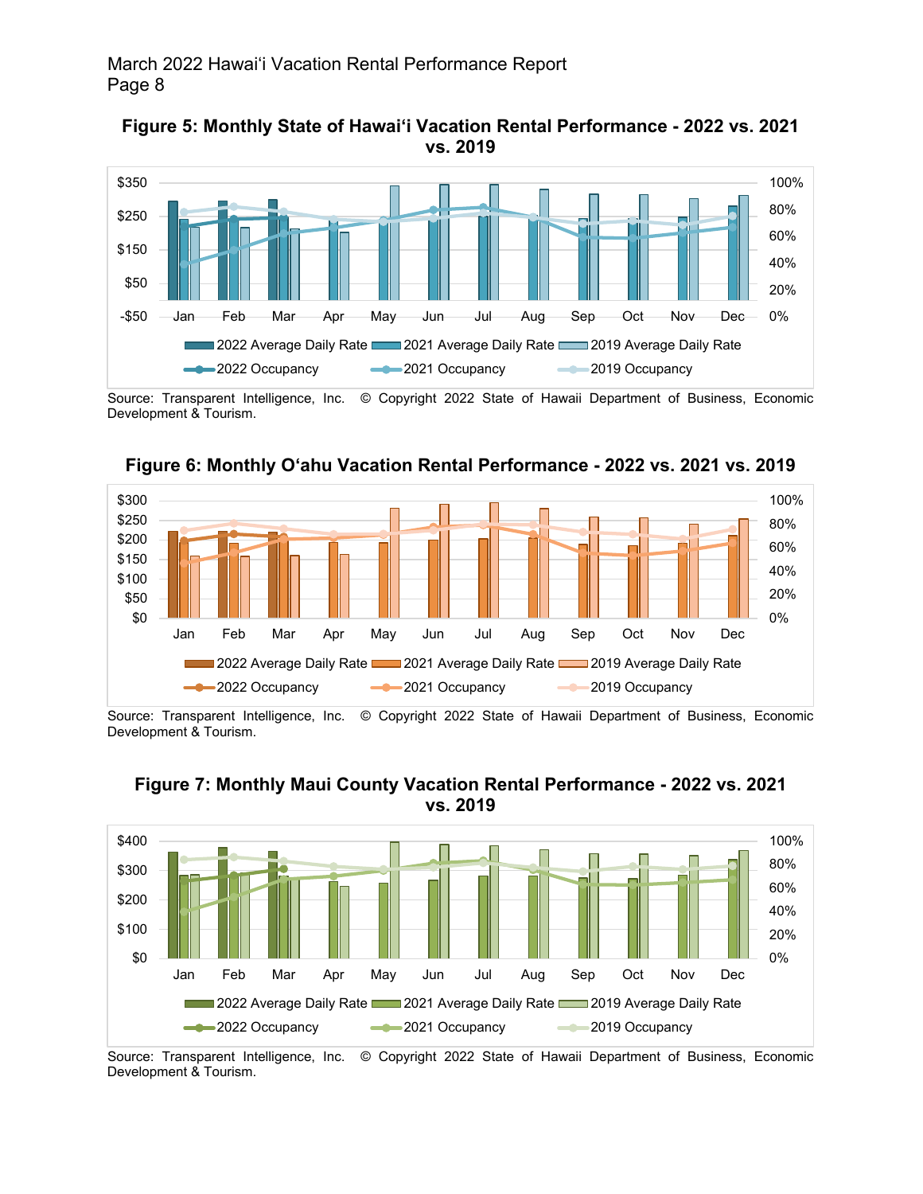**Figure 5: Monthly State of Hawai‘i Vacation Rental Performance - 2022 vs. 2021 vs. 2019**

Source: Transparent Intelligence, Inc. © Copyright 2022 State of Hawaii Department of Business, Economic Development & Tourism.

**Figure 6: Monthly O‘ahu Vacation Rental Performance - 2022 vs. 2021 vs. 2019**

Source: Transparent Intelligence, Inc. © Copyright 2022 State of Hawaii Department of Business, Economic Development & Tourism.

**Figure 7: Monthly Maui County Vacation Rental Performance - 2022 vs. 2021 vs. 2019**

Source: Transparent Intelligence, Inc. © Copyright 2022 State of Hawaii Department of Business, Economic Development & Tourism.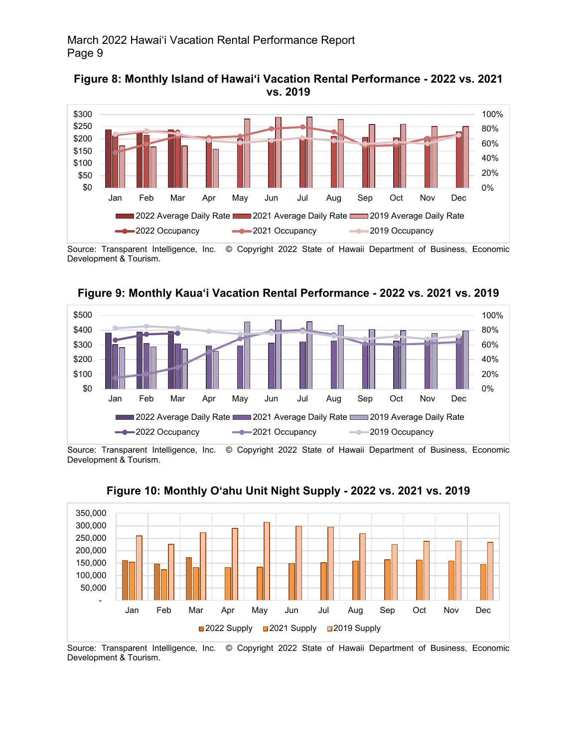**Figure 8: Monthly Island of Hawai‘i Vacation Rental Performance - 2022 vs. 2021 vs. 2019**

Source: Transparent Intelligence, Inc. © Copyright 2022 State of Hawaii Department of Business, Economic Development & Tourism.

**Figure 9: Monthly Kaua‘i Vacation Rental Performance - 2022 vs. 2021 vs. 2019**

Source: Transparent Intelligence, Inc. © Copyright 2022 State of Hawaii Department of Business, Economic Development & Tourism.

**Figure 10: Monthly O‘ahu Unit Night Supply - 2022 vs. 2021 vs. 2019**

Source: Transparent Intelligence, Inc. © Copyright 2022 State of Hawaii Department of Business, Economic Development & Tourism.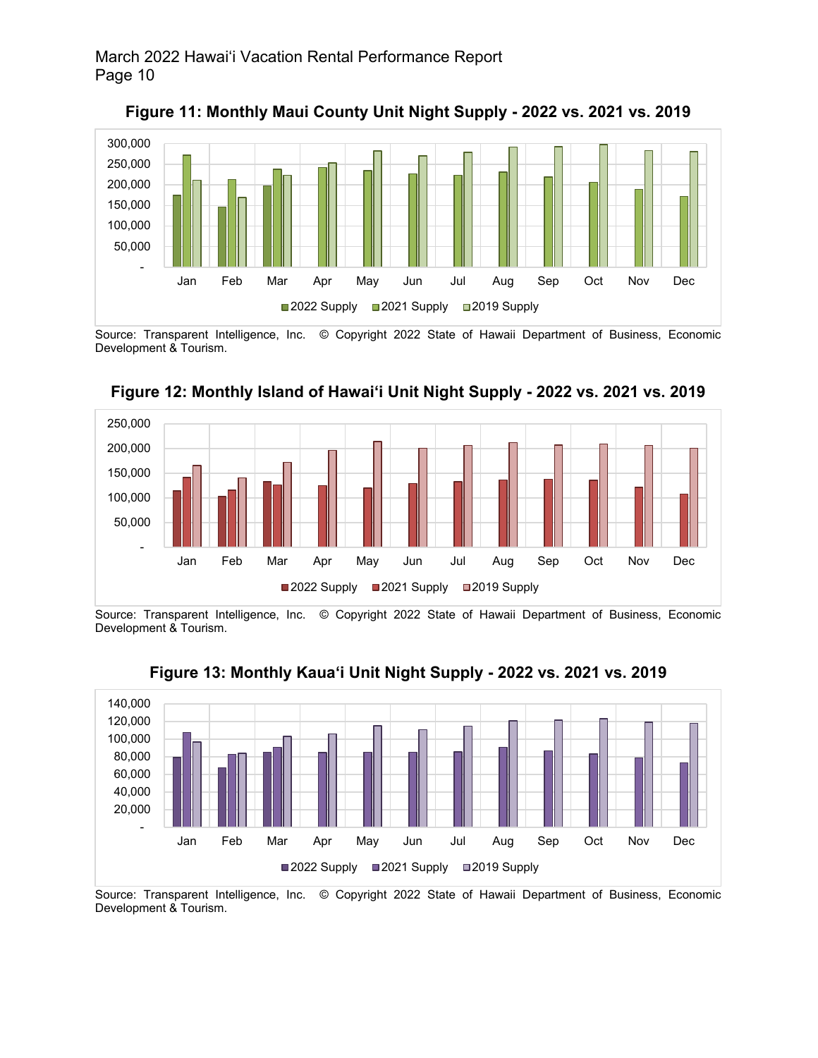March 2022 Hawaiʻi Vacation Rental Performance Report
Page 10

**Figure 11: Monthly Maui County Unit Night Supply - 2022 vs. 2021 vs. 2019**

300,000
250,000
200,000
150,000
100,000
50,000
-

Jan Feb Mar Apr May Jun Jul Aug Sep Oct Nov Dec

2022 Supply 2021 Supply 2019 Supply

Source: Transparent Intelligence, Inc. © Copyright 2022 State of Hawaii Department of Business, Economic Development & Tourism.

**Figure 12: Monthly Island of Hawaiʻi Unit Night Supply - 2022 vs. 2021 vs. 2019**

250,000
200,000
150,000
100,000
50,000
-

Jan Feb Mar Apr May Jun Jul Aug Sep Oct Nov Dec

2022 Supply 2021 Supply 2019 Supply

Source: Transparent Intelligence, Inc. © Copyright 2022 State of Hawaii Department of Business, Economic Development & Tourism.

**Figure 13: Monthly Kauaʻi Unit Night Supply - 2022 vs. 2021 vs. 2019**

140,000
120,000
100,000
80,000
60,000
40,000
20,000
-

Jan Feb Mar Apr May Jun Jul Aug Sep Oct Nov Dec

2022 Supply 2021 Supply 2019 Supply

Source: Transparent Intelligence, Inc. © Copyright 2022 State of Hawaii Department of Business, Economic Development & Tourism.